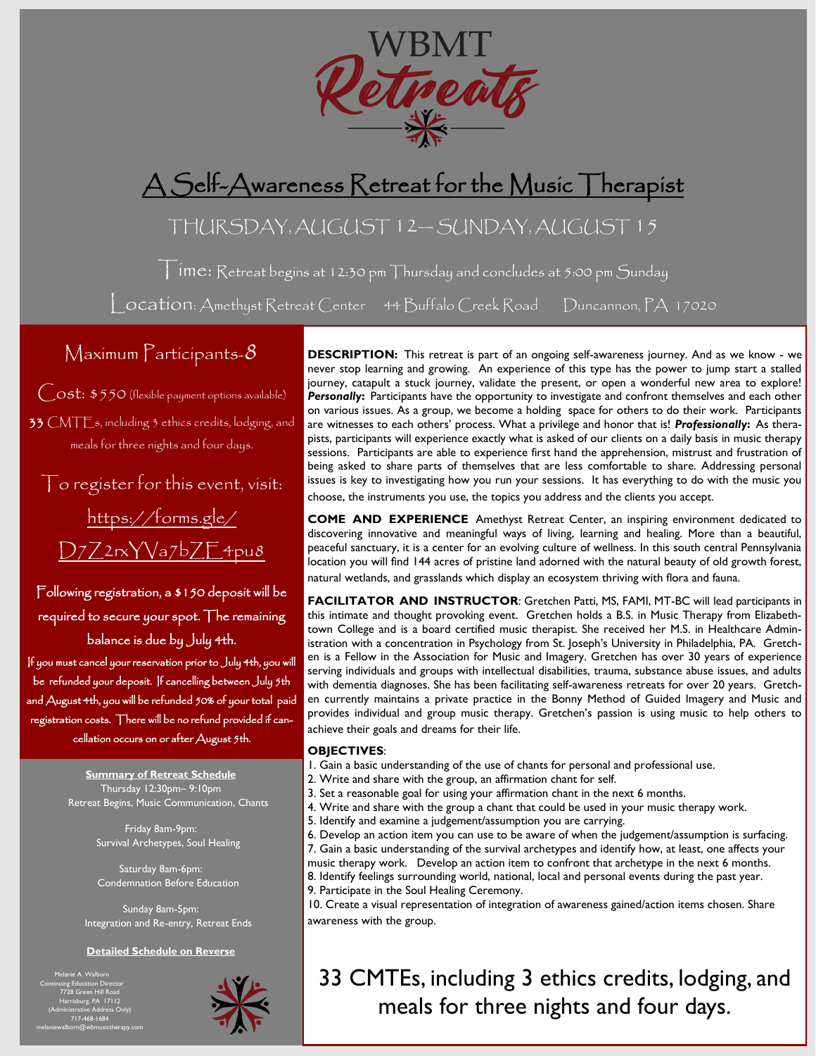# WBMT Retreats

## A Self-Awareness Retreat for the Music Therapist

THURSDAY, AUGUST 12— SUNDAY, AUGUST 15

Time: Retreat begins at 12:30 pm Thursday and concludes at 5:00 pm Sunday

Location: Amethyst Retreat Center 44 Buffalo Creek Road Duncannon, PA 17020

### Maximum Participants-8

Cost: $550 (flexible payment options available)

33 CMTEs, including 3 ethics credits, lodging, and meals for three nights and four days.

To register for this event, visit: https://forms.gle/D7Z2rxYVa7bZE4pu8

Following registration, a $150 deposit will be required to secure your spot. The remaining balance is due by July 4th.

If you must cancel your reservation prior to July 4th, you will be refunded your deposit. If cancelling between July 5th and August 4th, you will be refunded 50% of your total paid registration costs. There will be no refund provided if cancellation occurs on or after August 5th.

**Summary of Retreat Schedule**

Thursday 12:30pm– 9:10pm
Retreat Begins, Music Communication, Chants

Friday 8am-9pm:
Survival Archetypes, Soul Healing

Saturday 8am-6pm:
Condemnation Before Education

Sunday 8am-5pm:
Integration and Re-entry, Retreat Ends

**Detailed Schedule on Reverse**

Melanie A. Walborn
Continuing Education Director
7728 Green Hill Road
Harrisburg, PA 17112
(Administrative Address Only)
717-468-1684
melaniewalborn@wbmusictherapy.com

**DESCRIPTION:** This retreat is part of an ongoing self-awareness journey. And as we know - we never stop learning and growing. An experience of this type has the power to jump start a stalled journey, catapult a stuck journey, validate the present, or open a wonderful new area to explore! ***Personally*:** Participants have the opportunity to investigate and confront themselves and each other on various issues. As a group, we become a holding space for others to do their work. Participants are witnesses to each others' process. What a privilege and honor that is! ***Professionally*:** As therapists, participants will experience exactly what is asked of our clients on a daily basis in music therapy sessions. Participants are able to experience first hand the apprehension, mistrust and frustration of being asked to share parts of themselves that are less comfortable to share. Addressing personal issues is key to investigating how you run your sessions. It has everything to do with the music you choose, the instruments you use, the topics you address and the clients you accept.

**COME AND EXPERIENCE** Amethyst Retreat Center, an inspiring environment dedicated to discovering innovative and meaningful ways of living, learning and healing. More than a beautiful, peaceful sanctuary, it is a center for an evolving culture of wellness. In this south central Pennsylvania location you will find 144 acres of pristine land adorned with the natural beauty of old growth forest, natural wetlands, and grasslands which display an ecosystem thriving with flora and fauna.

**FACILITATOR AND INSTRUCTOR**: Gretchen Patti, MS, FAMI, MT-BC will lead participants in this intimate and thought provoking event. Gretchen holds a B.S. in Music Therapy from Elizabethtown College and is a board certified music therapist. She received her M.S. in Healthcare Administration with a concentration in Psychology from St. Joseph's University in Philadelphia, PA. Gretchen is a Fellow in the Association for Music and Imagery. Gretchen has over 30 years of experience serving individuals and groups with intellectual disabilities, trauma, substance abuse issues, and adults with dementia diagnoses. She has been facilitating self-awareness retreats for over 20 years. Gretchen currently maintains a private practice in the Bonny Method of Guided Imagery and Music and provides individual and group music therapy. Gretchen's passion is using music to help others to achieve their goals and dreams for their life.

**OBJECTIVES**:

1. Gain a basic understanding of the use of chants for personal and professional use.
2. Write and share with the group, an affirmation chant for self.
3. Set a reasonable goal for using your affirmation chant in the next 6 months.
4. Write and share with the group a chant that could be used in your music therapy work.
5. Identify and examine a judgement/assumption you are carrying.
6. Develop an action item you can use to be aware of when the judgement/assumption is surfacing.
7. Gain a basic understanding of the survival archetypes and identify how, at least, one affects your music therapy work. Develop an action item to confront that archetype in the next 6 months.
8. Identify feelings surrounding world, national, local and personal events during the past year.
9. Participate in the Soul Healing Ceremony.
10. Create a visual representation of integration of awareness gained/action items chosen. Share awareness with the group.

33 CMTEs, including 3 ethics credits, lodging, and meals for three nights and four days.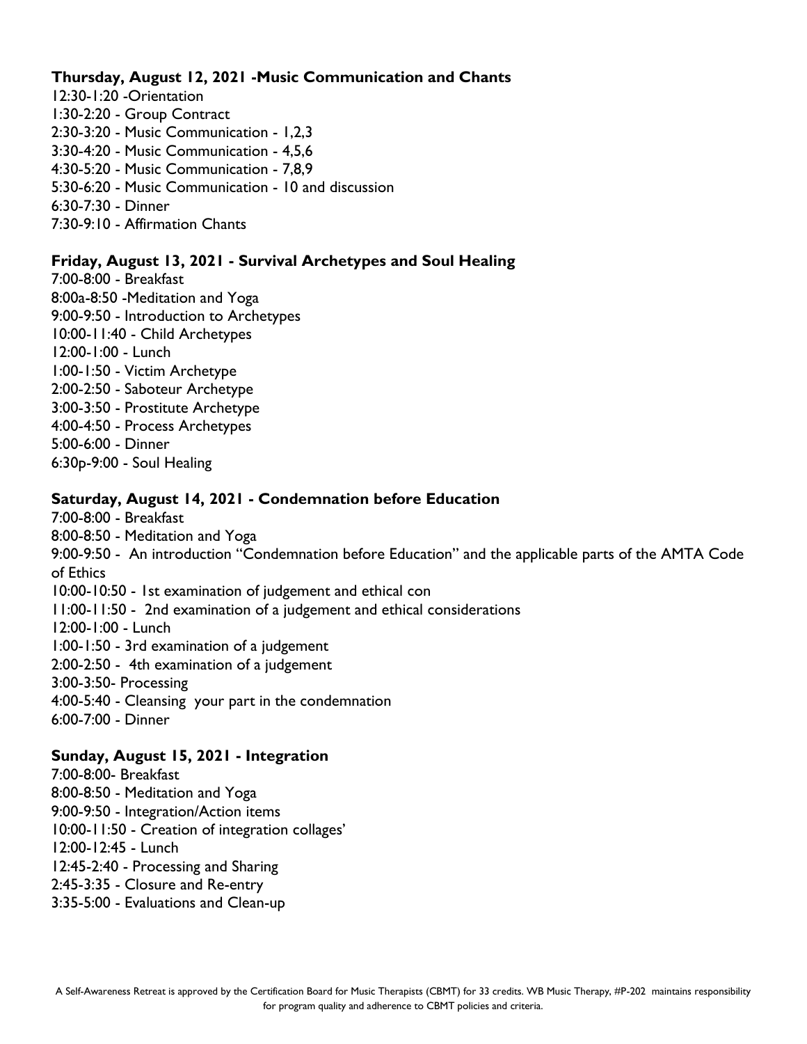**Thursday, August 12, 2021 -Music Communication and Chants**

12:30-1:20 -Orientation
1:30-2:20 - Group Contract
2:30-3:20 - Music Communication - 1,2,3
3:30-4:20 - Music Communication - 4,5,6
4:30-5:20 - Music Communication - 7,8,9
5:30-6:20 - Music Communication - 10 and discussion
6:30-7:30 - Dinner
7:30-9:10 - Affirmation Chants

**Friday, August 13, 2021 - Survival Archetypes and Soul Healing**

7:00-8:00 - Breakfast
8:00a-8:50 -Meditation and Yoga
9:00-9:50 - Introduction to Archetypes
10:00-11:40 - Child Archetypes
12:00-1:00 - Lunch
1:00-1:50 - Victim Archetype
2:00-2:50 - Saboteur Archetype
3:00-3:50 - Prostitute Archetype
4:00-4:50 - Process Archetypes
5:00-6:00 - Dinner
6:30p-9:00 - Soul Healing

**Saturday, August 14, 2021 - Condemnation before Education**

7:00-8:00 - Breakfast
8:00-8:50 - Meditation and Yoga
9:00-9:50 - An introduction "Condemnation before Education" and the applicable parts of the AMTA Code of Ethics
10:00-10:50 - 1st examination of judgement and ethical con
11:00-11:50 - 2nd examination of a judgement and ethical considerations
12:00-1:00 - Lunch
1:00-1:50 - 3rd examination of a judgement
2:00-2:50 - 4th examination of a judgement
3:00-3:50- Processing
4:00-5:40 - Cleansing your part in the condemnation
6:00-7:00 - Dinner

**Sunday, August 15, 2021 - Integration**

7:00-8:00- Breakfast
8:00-8:50 - Meditation and Yoga
9:00-9:50 - Integration/Action items
10:00-11:50 - Creation of integration collages'
12:00-12:45 - Lunch
12:45-2:40 - Processing and Sharing
2:45-3:35 - Closure and Re-entry
3:35-5:00 - Evaluations and Clean-up

A Self-Awareness Retreat is approved by the Certification Board for Music Therapists (CBMT) for 33 credits. WB Music Therapy, #P-202 maintains responsibility for program quality and adherence to CBMT policies and criteria.